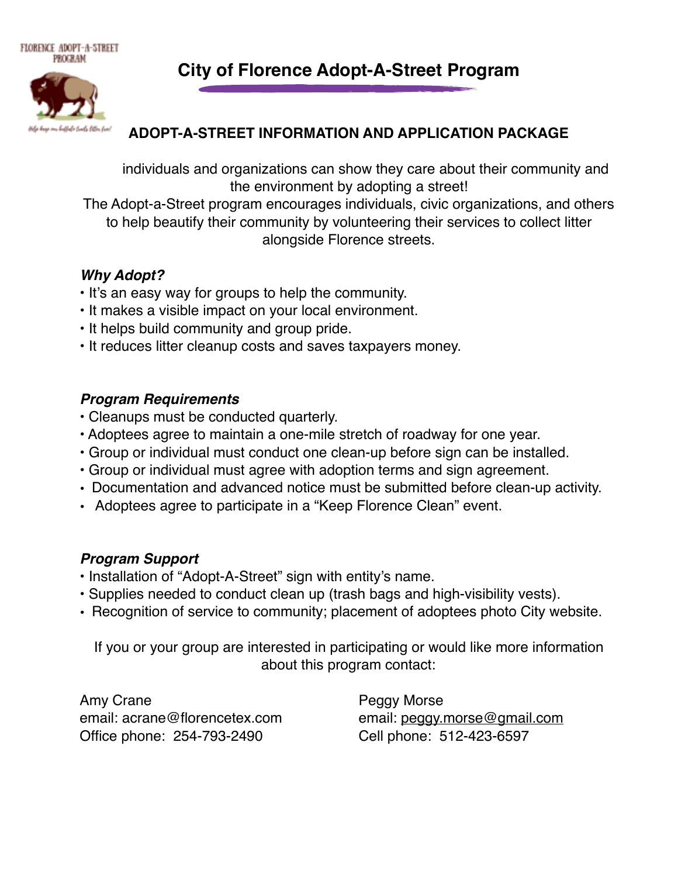FLORENCE ADOPT-A-STREET PROGRAM

# City of Florence Adopt-A-Street Program

## ADOPT-A-STREET INFORMATION AND APPLICATION PACKAGE

individuals and organizations can show they care about their community and the environment by adopting a street!

The Adopt-a-Street program encourages individuals, civic organizations, and others to help beautify their community by volunteering their services to collect litter alongside Florence streets.

### *Why Adopt?*

- It's an easy way for groups to help the community.
- It makes a visible impact on your local environment.
- It helps build community and group pride.
- It reduces litter cleanup costs and saves taxpayers money.

### *Program Requirements*

- Cleanups must be conducted quarterly.
- Adoptees agree to maintain a one-mile stretch of roadway for one year.
- Group or individual must conduct one clean-up before sign can be installed.
- Group or individual must agree with adoption terms and sign agreement.
- Documentation and advanced notice must be submitted before clean-up activity.
- Adoptees agree to participate in a "Keep Florence Clean" event.

### *Program Support*

- Installation of "Adopt-A-Street" sign with entity's name.
- Supplies needed to conduct clean up (trash bags and high-visibility vests).
- Recognition of service to community; placement of adoptees photo City website.

If you or your group are interested in participating or would like more information about this program contact:

Amy Crane
email: acrane@florencetex.com
Office phone: 254-793-2490

Peggy Morse
email: peggy.morse@gmail.com
Cell phone: 512-423-6597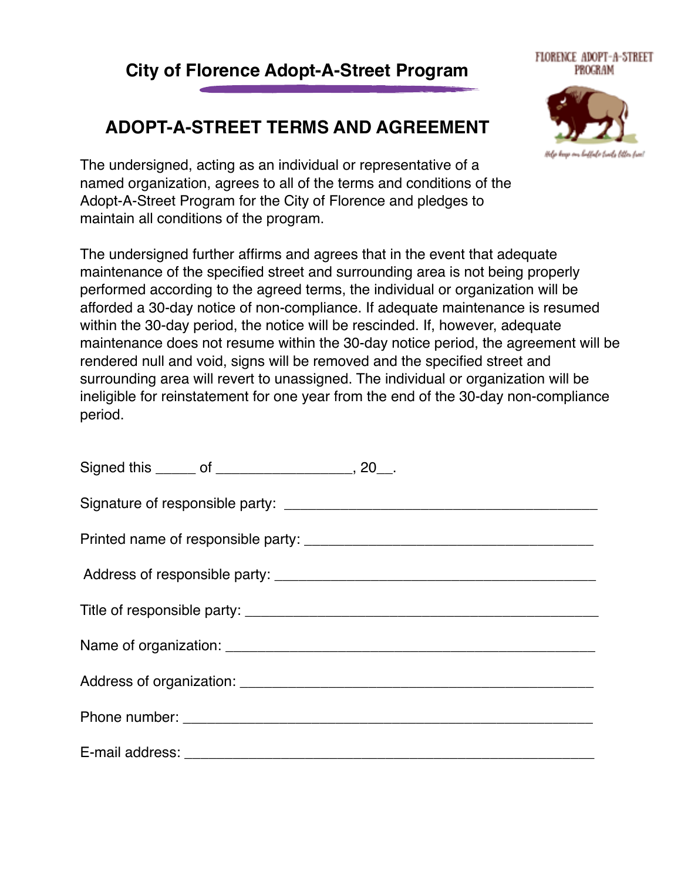# City of Florence Adopt-A-Street Program

## ADOPT-A-STREET TERMS AND AGREEMENT

The undersigned, acting as an individual or representative of a named organization, agrees to all of the terms and conditions of the Adopt-A-Street Program for the City of Florence and pledges to maintain all conditions of the program.

The undersigned further affirms and agrees that in the event that adequate maintenance of the specified street and surrounding area is not being properly performed according to the agreed terms, the individual or organization will be afforded a 30-day notice of non-compliance. If adequate maintenance is resumed within the 30-day period, the notice will be rescinded. If, however, adequate maintenance does not resume within the 30-day notice period, the agreement will be rendered null and void, signs will be removed and the specified street and surrounding area will revert to unassigned. The individual or organization will be ineligible for reinstatement for one year from the end of the 30-day non-compliance period.

Signed this _____ of _________________, 20__.

Signature of responsible party: ________________________________________

Printed name of responsible party: _____________________________________

Address of responsible party: __________________________________________

Title of responsible party: _____________________________________________

Name of organization: _______________________________________________

Address of organization: _____________________________________________

Phone number: ____________________________________________________

E-mail address: ____________________________________________________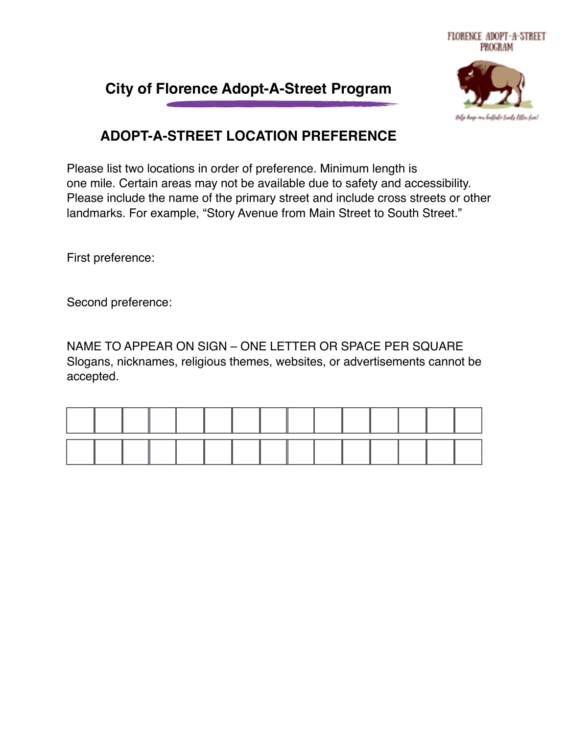FLORENCE ADOPT-A-STREET PROGRAM

Help keep our buffalo trails litter free!

# City of Florence Adopt-A-Street Program

## ADOPT-A-STREET LOCATION PREFERENCE

Please list two locations in order of preference. Minimum length is one mile. Certain areas may not be available due to safety and accessibility. Please include the name of the primary street and include cross streets or other landmarks. For example, “Story Avenue from Main Street to South Street.”

First preference:

Second preference:

NAME TO APPEAR ON SIGN – ONE LETTER OR SPACE PER SQUARE
Slogans, nicknames, religious themes, websites, or advertisements cannot be accepted.

| | | | | | | | | | | | | | | |
|---|---|---|---|---|---|---|---|---|---|---|---|---|---|---|
| | | | | | | | | | | | | | | |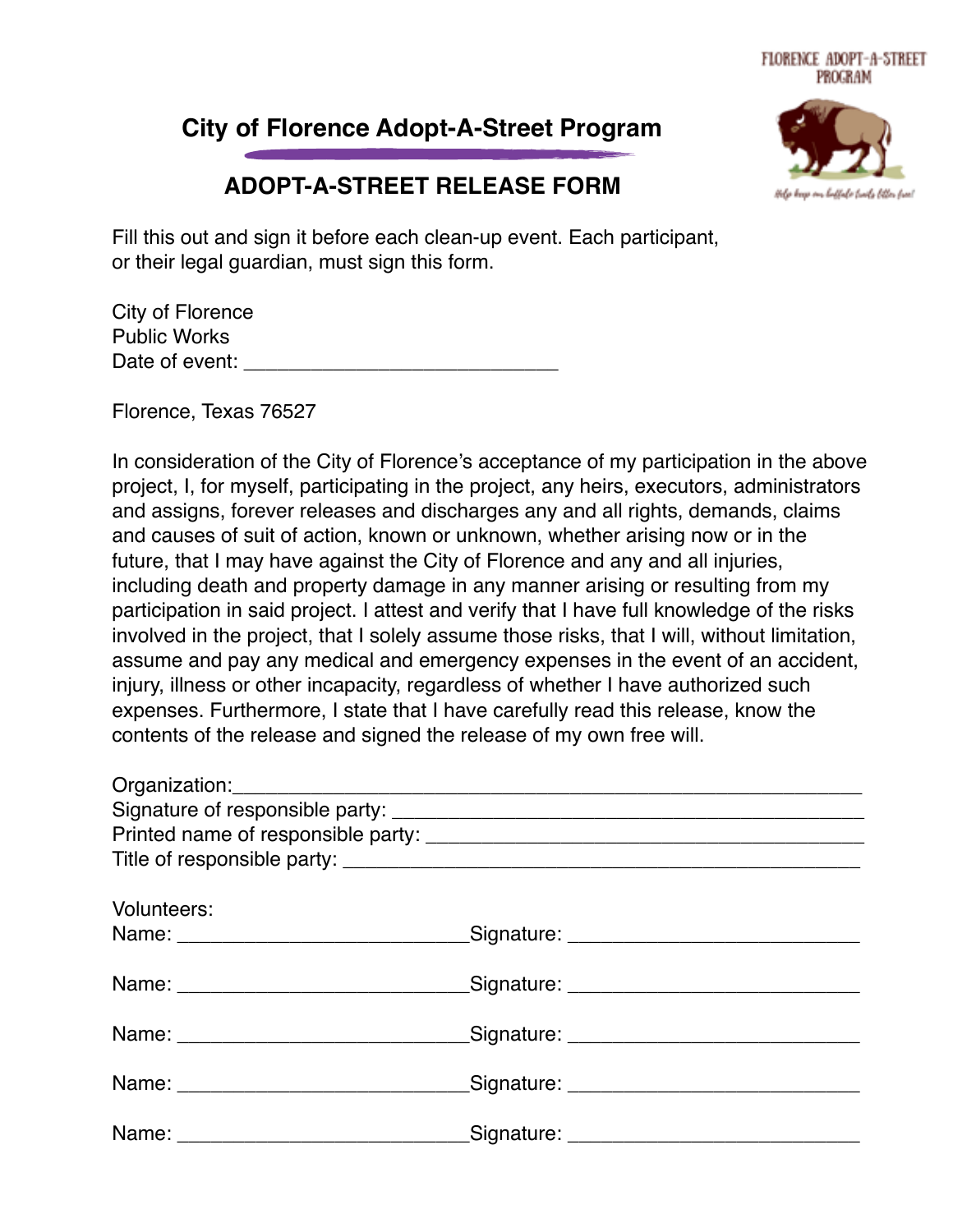FLORENCE ADOPT-A-STREET PROGRAM

# City of Florence Adopt-A-Street Program

## ADOPT-A-STREET RELEASE FORM

Fill this out and sign it before each clean-up event. Each participant, or their legal guardian, must sign this form.

City of Florence
Public Works
Date of event: ____________________________

Florence, Texas 76527

In consideration of the City of Florence's acceptance of my participation in the above project, I, for myself, participating in the project, any heirs, executors, administrators and assigns, forever releases and discharges any and all rights, demands, claims and causes of suit of action, known or unknown, whether arising now or in the future, that I may have against the City of Florence and any and all injuries, including death and property damage in any manner arising or resulting from my participation in said project. I attest and verify that I have full knowledge of the risks involved in the project, that I solely assume those risks, that I will, without limitation, assume and pay any medical and emergency expenses in the event of an accident, injury, illness or other incapacity, regardless of whether I have authorized such expenses. Furthermore, I state that I have carefully read this release, know the contents of the release and signed the release of my own free will.

Organization:________________________________________________________
Signature of responsible party: ___________________________________________
Printed name of responsible party: ________________________________________
Title of responsible party: _______________________________________________

Volunteers:
Name: __________________________Signature: ___________________________

Name: __________________________Signature: ___________________________

Name: __________________________Signature: ___________________________

Name: __________________________Signature: ___________________________

Name: __________________________Signature: ___________________________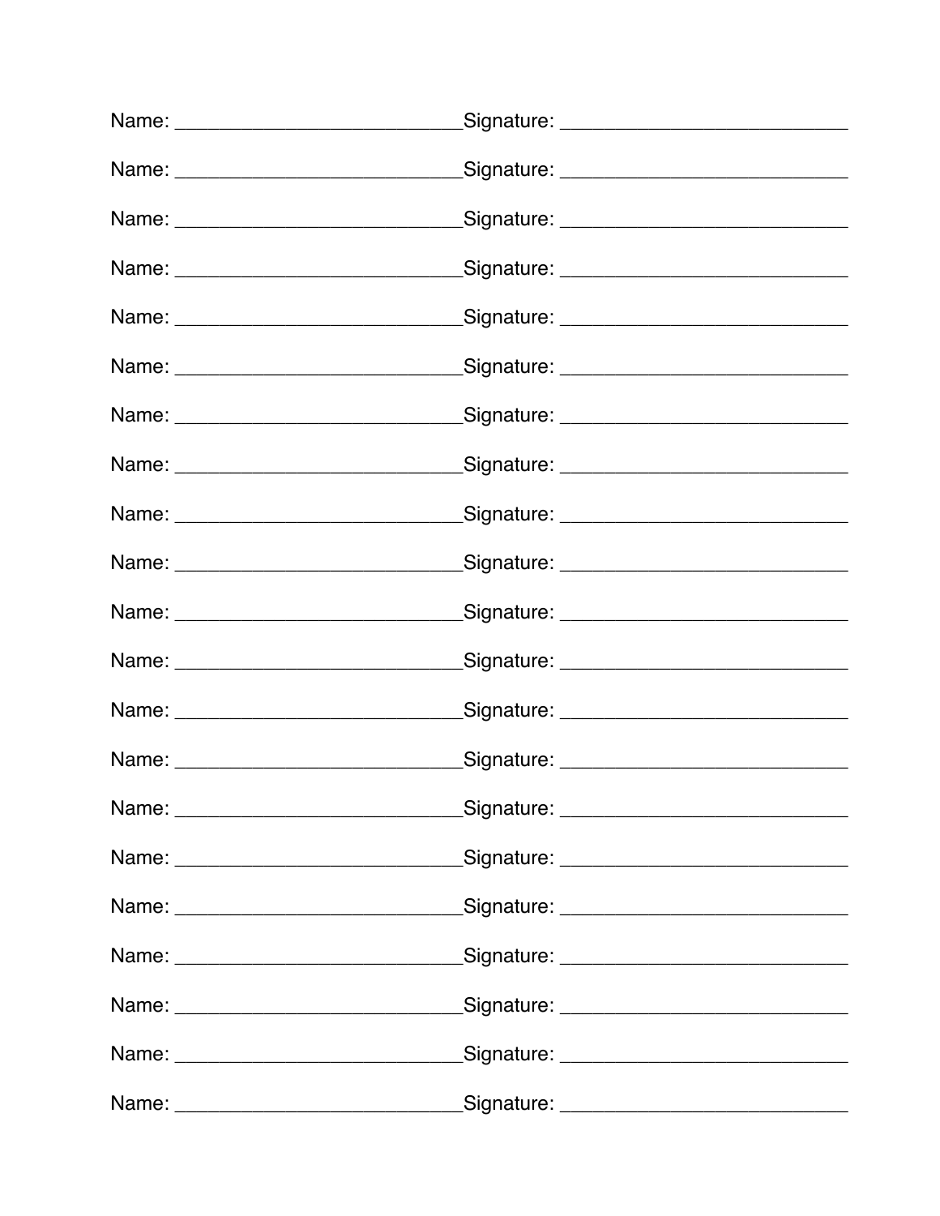Name: ___________________________Signature: ___________________________

Name: ___________________________Signature: ___________________________

Name: ___________________________Signature: ___________________________

Name: ___________________________Signature: ___________________________

Name: ___________________________Signature: ___________________________

Name: ___________________________Signature: ___________________________

Name: ___________________________Signature: ___________________________

Name: ___________________________Signature: ___________________________

Name: ___________________________Signature: ___________________________

Name: ___________________________Signature: ___________________________

Name: ___________________________Signature: ___________________________

Name: ___________________________Signature: ___________________________

Name: ___________________________Signature: ___________________________

Name: ___________________________Signature: ___________________________

Name: ___________________________Signature: ___________________________

Name: ___________________________Signature: ___________________________

Name: ___________________________Signature: ___________________________

Name: ___________________________Signature: ___________________________

Name: ___________________________Signature: ___________________________

Name: ___________________________Signature: ___________________________

Name: ___________________________Signature: ___________________________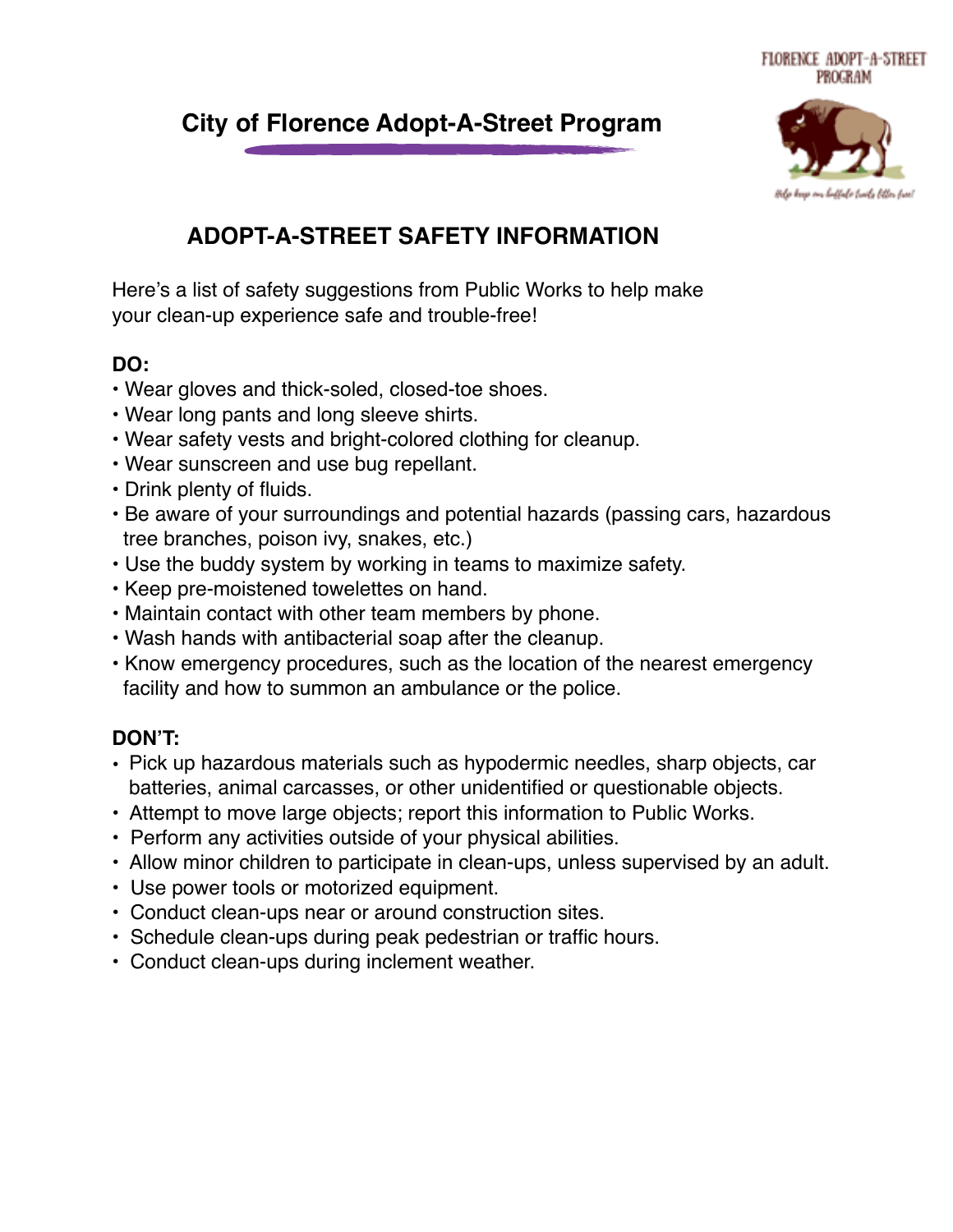# City of Florence Adopt-A-Street Program

## ADOPT-A-STREET SAFETY INFORMATION

Here's a list of safety suggestions from Public Works to help make your clean-up experience safe and trouble-free!

**DO:**

- Wear gloves and thick-soled, closed-toe shoes.
- Wear long pants and long sleeve shirts.
- Wear safety vests and bright-colored clothing for cleanup.
- Wear sunscreen and use bug repellant.
- Drink plenty of fluids.
- Be aware of your surroundings and potential hazards (passing cars, hazardous tree branches, poison ivy, snakes, etc.)
- Use the buddy system by working in teams to maximize safety.
- Keep pre-moistened towelettes on hand.
- Maintain contact with other team members by phone.
- Wash hands with antibacterial soap after the cleanup.
- Know emergency procedures, such as the location of the nearest emergency facility and how to summon an ambulance or the police.

**DON'T:**

- Pick up hazardous materials such as hypodermic needles, sharp objects, car batteries, animal carcasses, or other unidentified or questionable objects.
- Attempt to move large objects; report this information to Public Works.
- Perform any activities outside of your physical abilities.
- Allow minor children to participate in clean-ups, unless supervised by an adult.
- Use power tools or motorized equipment.
- Conduct clean-ups near or around construction sites.
- Schedule clean-ups during peak pedestrian or traffic hours.
- Conduct clean-ups during inclement weather.